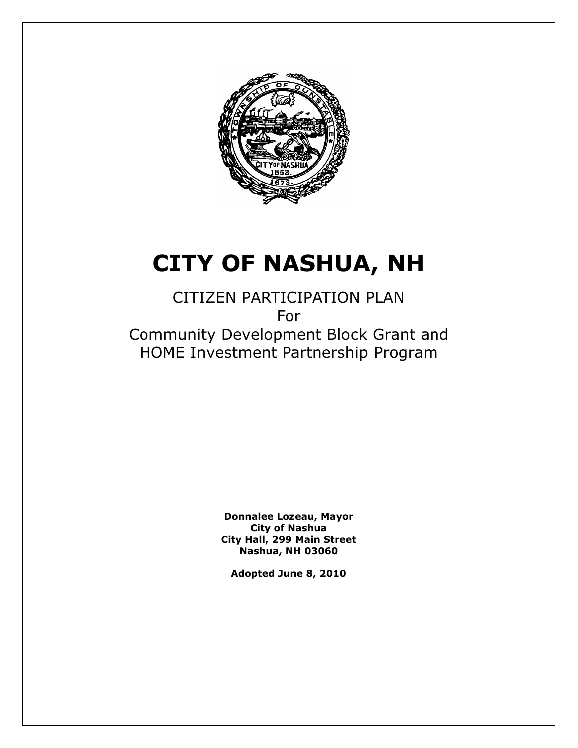# CITY OF NASHUA, NH

CITIZEN PARTICIPATION PLAN
For
Community Development Block Grant and
HOME Investment Partnership Program

**Donnalee Lozeau, Mayor**
**City of Nashua**
**City Hall, 299 Main Street**
**Nashua, NH 03060**

**Adopted June 8, 2010**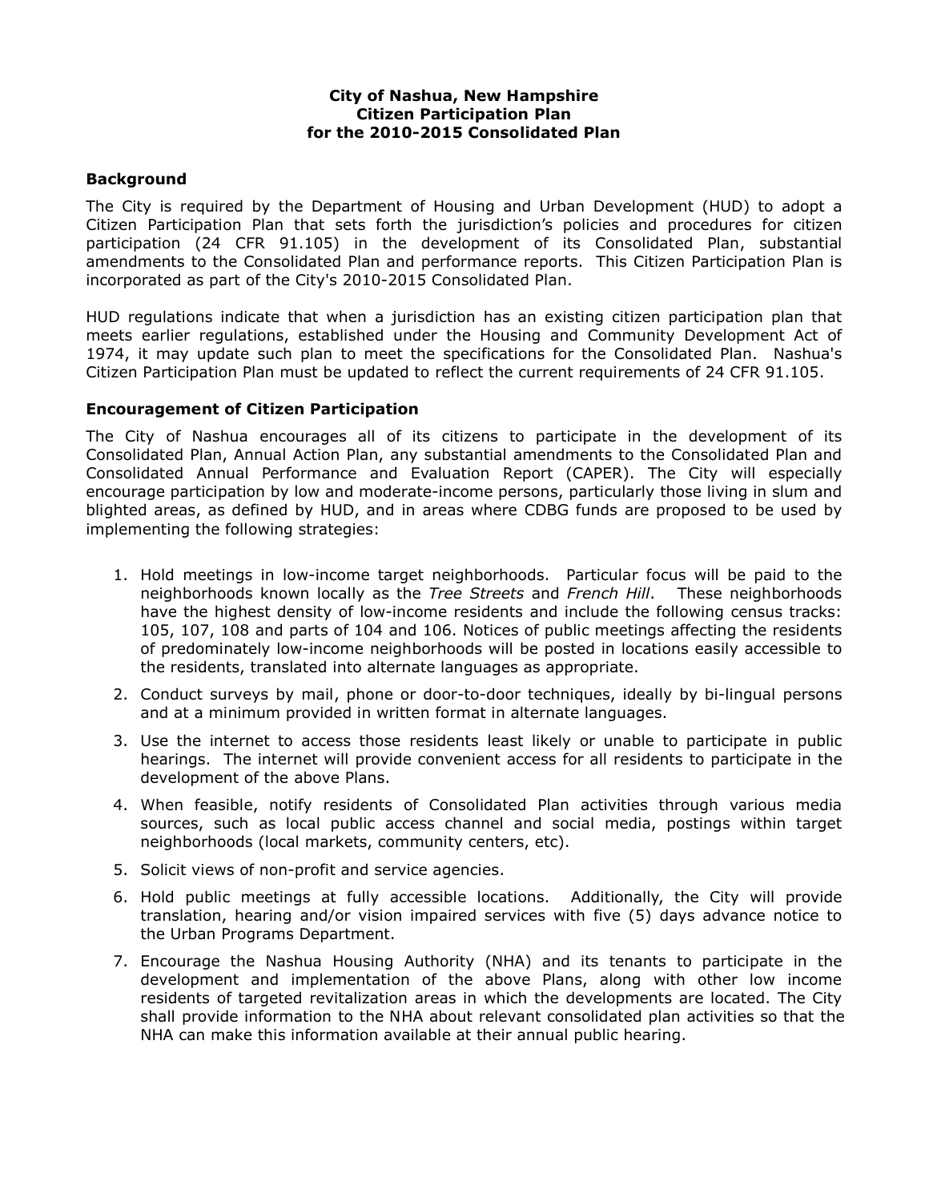**City of Nashua, New Hampshire**
**Citizen Participation Plan**
**for the 2010-2015 Consolidated Plan**

## Background

The City is required by the Department of Housing and Urban Development (HUD) to adopt a Citizen Participation Plan that sets forth the jurisdiction's policies and procedures for citizen participation (24 CFR 91.105) in the development of its Consolidated Plan, substantial amendments to the Consolidated Plan and performance reports. This Citizen Participation Plan is incorporated as part of the City's 2010-2015 Consolidated Plan.

HUD regulations indicate that when a jurisdiction has an existing citizen participation plan that meets earlier regulations, established under the Housing and Community Development Act of 1974, it may update such plan to meet the specifications for the Consolidated Plan. Nashua's Citizen Participation Plan must be updated to reflect the current requirements of 24 CFR 91.105.

## Encouragement of Citizen Participation

The City of Nashua encourages all of its citizens to participate in the development of its Consolidated Plan, Annual Action Plan, any substantial amendments to the Consolidated Plan and Consolidated Annual Performance and Evaluation Report (CAPER). The City will especially encourage participation by low and moderate-income persons, particularly those living in slum and blighted areas, as defined by HUD, and in areas where CDBG funds are proposed to be used by implementing the following strategies:

1. Hold meetings in low-income target neighborhoods. Particular focus will be paid to the neighborhoods known locally as the *Tree Streets* and *French Hill*. These neighborhoods have the highest density of low-income residents and include the following census tracts: 105, 107, 108 and parts of 104 and 106. Notices of public meetings affecting the residents of predominately low-income neighborhoods will be posted in locations easily accessible to the residents, translated into alternate languages as appropriate.
2. Conduct surveys by mail, phone or door-to-door techniques, ideally by bi-lingual persons and at a minimum provided in written format in alternate languages.
3. Use the internet to access those residents least likely or unable to participate in public hearings. The internet will provide convenient access for all residents to participate in the development of the above Plans.
4. When feasible, notify residents of Consolidated Plan activities through various media sources, such as local public access channel and social media, postings within target neighborhoods (local markets, community centers, etc).
5. Solicit views of non-profit and service agencies.
6. Hold public meetings at fully accessible locations. Additionally, the City will provide translation, hearing and/or vision impaired services with five (5) days advance notice to the Urban Programs Department.
7. Encourage the Nashua Housing Authority (NHA) and its tenants to participate in the development and implementation of the above Plans, along with other low income residents of targeted revitalization areas in which the developments are located. The City shall provide information to the NHA about relevant consolidated plan activities so that the NHA can make this information available at their annual public hearing.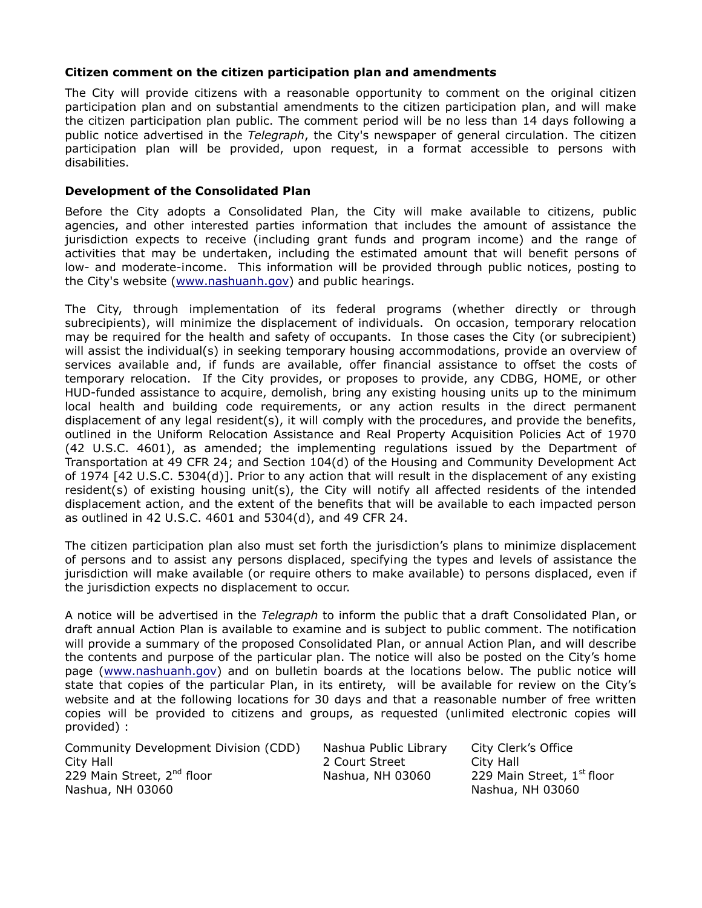**Citizen comment on the citizen participation plan and amendments**

The City will provide citizens with a reasonable opportunity to comment on the original citizen participation plan and on substantial amendments to the citizen participation plan, and will make the citizen participation plan public. The comment period will be no less than 14 days following a public notice advertised in the *Telegraph*, the City's newspaper of general circulation. The citizen participation plan will be provided, upon request, in a format accessible to persons with disabilities.

**Development of the Consolidated Plan**

Before the City adopts a Consolidated Plan, the City will make available to citizens, public agencies, and other interested parties information that includes the amount of assistance the jurisdiction expects to receive (including grant funds and program income) and the range of activities that may be undertaken, including the estimated amount that will benefit persons of low- and moderate-income. This information will be provided through public notices, posting to the City's website (www.nashuanh.gov) and public hearings.

The City, through implementation of its federal programs (whether directly or through subrecipients), will minimize the displacement of individuals. On occasion, temporary relocation may be required for the health and safety of occupants. In those cases the City (or subrecipient) will assist the individual(s) in seeking temporary housing accommodations, provide an overview of services available and, if funds are available, offer financial assistance to offset the costs of temporary relocation. If the City provides, or proposes to provide, any CDBG, HOME, or other HUD-funded assistance to acquire, demolish, bring any existing housing units up to the minimum local health and building code requirements, or any action results in the direct permanent displacement of any legal resident(s), it will comply with the procedures, and provide the benefits, outlined in the Uniform Relocation Assistance and Real Property Acquisition Policies Act of 1970 (42 U.S.C. 4601), as amended; the implementing regulations issued by the Department of Transportation at 49 CFR 24; and Section 104(d) of the Housing and Community Development Act of 1974 [42 U.S.C. 5304(d)]. Prior to any action that will result in the displacement of any existing resident(s) of existing housing unit(s), the City will notify all affected residents of the intended displacement action, and the extent of the benefits that will be available to each impacted person as outlined in 42 U.S.C. 4601 and 5304(d), and 49 CFR 24.

The citizen participation plan also must set forth the jurisdiction's plans to minimize displacement of persons and to assist any persons displaced, specifying the types and levels of assistance the jurisdiction will make available (or require others to make available) to persons displaced, even if the jurisdiction expects no displacement to occur.

A notice will be advertised in the *Telegraph* to inform the public that a draft Consolidated Plan, or draft annual Action Plan is available to examine and is subject to public comment. The notification will provide a summary of the proposed Consolidated Plan, or annual Action Plan, and will describe the contents and purpose of the particular plan. The notice will also be posted on the City's home page (www.nashuanh.gov) and on bulletin boards at the locations below. The public notice will state that copies of the particular Plan, in its entirety, will be available for review on the City's website and at the following locations for 30 days and that a reasonable number of free written copies will be provided to citizens and groups, as requested (unlimited electronic copies will provided) :

Community Development Division (CDD)
City Hall
229 Main Street, 2nd floor
Nashua, NH 03060

Nashua Public Library
2 Court Street
Nashua, NH 03060

City Clerk's Office
City Hall
229 Main Street, 1st floor
Nashua, NH 03060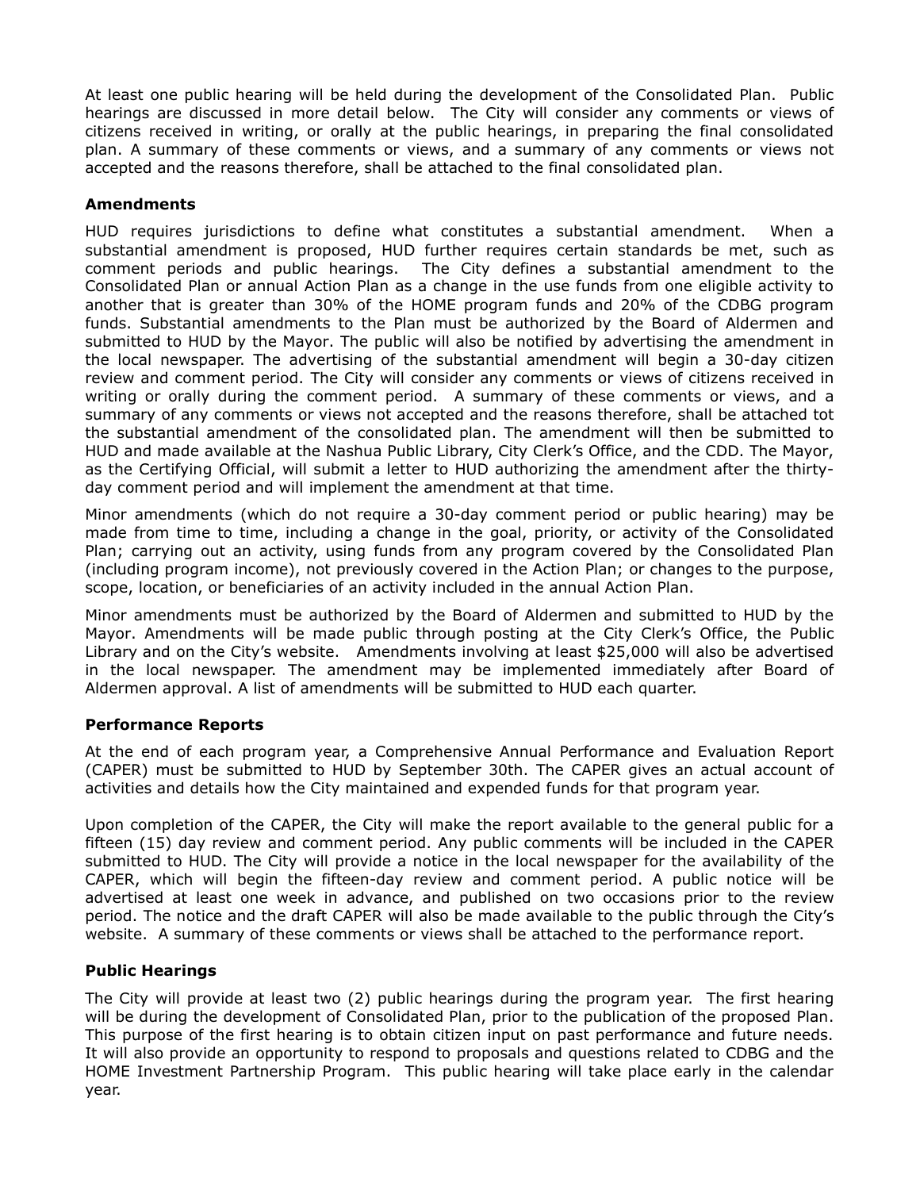At least one public hearing will be held during the development of the Consolidated Plan. Public hearings are discussed in more detail below. The City will consider any comments or views of citizens received in writing, or orally at the public hearings, in preparing the final consolidated plan. A summary of these comments or views, and a summary of any comments or views not accepted and the reasons therefore, shall be attached to the final consolidated plan.

### Amendments

HUD requires jurisdictions to define what constitutes a substantial amendment. When a substantial amendment is proposed, HUD further requires certain standards be met, such as comment periods and public hearings. The City defines a substantial amendment to the Consolidated Plan or annual Action Plan as a change in the use funds from one eligible activity to another that is greater than 30% of the HOME program funds and 20% of the CDBG program funds. Substantial amendments to the Plan must be authorized by the Board of Aldermen and submitted to HUD by the Mayor. The public will also be notified by advertising the amendment in the local newspaper. The advertising of the substantial amendment will begin a 30-day citizen review and comment period. The City will consider any comments or views of citizens received in writing or orally during the comment period. A summary of these comments or views, and a summary of any comments or views not accepted and the reasons therefore, shall be attached tot the substantial amendment of the consolidated plan. The amendment will then be submitted to HUD and made available at the Nashua Public Library, City Clerk's Office, and the CDD. The Mayor, as the Certifying Official, will submit a letter to HUD authorizing the amendment after the thirty-day comment period and will implement the amendment at that time.

Minor amendments (which do not require a 30-day comment period or public hearing) may be made from time to time, including a change in the goal, priority, or activity of the Consolidated Plan; carrying out an activity, using funds from any program covered by the Consolidated Plan (including program income), not previously covered in the Action Plan; or changes to the purpose, scope, location, or beneficiaries of an activity included in the annual Action Plan.

Minor amendments must be authorized by the Board of Aldermen and submitted to HUD by the Mayor. Amendments will be made public through posting at the City Clerk's Office, the Public Library and on the City's website. Amendments involving at least $25,000 will also be advertised in the local newspaper. The amendment may be implemented immediately after Board of Aldermen approval. A list of amendments will be submitted to HUD each quarter.

### Performance Reports

At the end of each program year, a Comprehensive Annual Performance and Evaluation Report (CAPER) must be submitted to HUD by September 30th. The CAPER gives an actual account of activities and details how the City maintained and expended funds for that program year.

Upon completion of the CAPER, the City will make the report available to the general public for a fifteen (15) day review and comment period. Any public comments will be included in the CAPER submitted to HUD. The City will provide a notice in the local newspaper for the availability of the CAPER, which will begin the fifteen-day review and comment period. A public notice will be advertised at least one week in advance, and published on two occasions prior to the review period. The notice and the draft CAPER will also be made available to the public through the City's website. A summary of these comments or views shall be attached to the performance report.

### Public Hearings

The City will provide at least two (2) public hearings during the program year. The first hearing will be during the development of Consolidated Plan, prior to the publication of the proposed Plan. This purpose of the first hearing is to obtain citizen input on past performance and future needs. It will also provide an opportunity to respond to proposals and questions related to CDBG and the HOME Investment Partnership Program. This public hearing will take place early in the calendar year.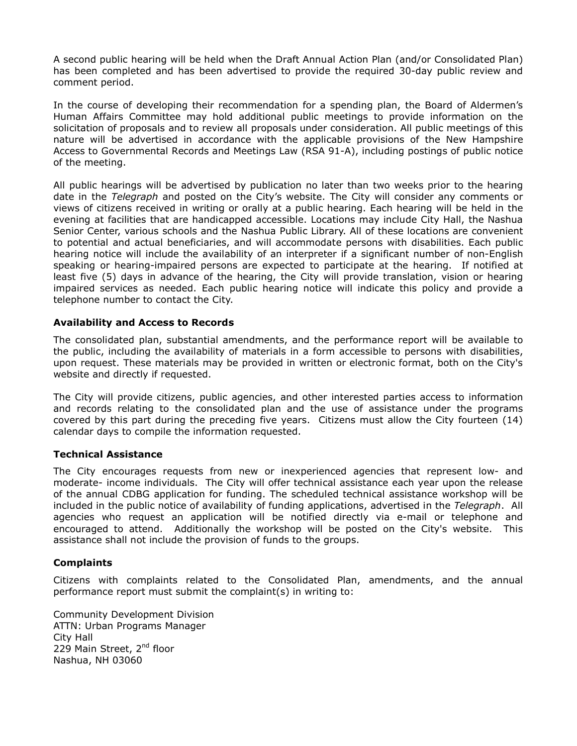A second public hearing will be held when the Draft Annual Action Plan (and/or Consolidated Plan) has been completed and has been advertised to provide the required 30-day public review and comment period.

In the course of developing their recommendation for a spending plan, the Board of Aldermen's Human Affairs Committee may hold additional public meetings to provide information on the solicitation of proposals and to review all proposals under consideration. All public meetings of this nature will be advertised in accordance with the applicable provisions of the New Hampshire Access to Governmental Records and Meetings Law (RSA 91-A), including postings of public notice of the meeting.

All public hearings will be advertised by publication no later than two weeks prior to the hearing date in the *Telegraph* and posted on the City's website. The City will consider any comments or views of citizens received in writing or orally at a public hearing. Each hearing will be held in the evening at facilities that are handicapped accessible. Locations may include City Hall, the Nashua Senior Center, various schools and the Nashua Public Library. All of these locations are convenient to potential and actual beneficiaries, and will accommodate persons with disabilities. Each public hearing notice will include the availability of an interpreter if a significant number of non-English speaking or hearing-impaired persons are expected to participate at the hearing. If notified at least five (5) days in advance of the hearing, the City will provide translation, vision or hearing impaired services as needed. Each public hearing notice will indicate this policy and provide a telephone number to contact the City.

### Availability and Access to Records

The consolidated plan, substantial amendments, and the performance report will be available to the public, including the availability of materials in a form accessible to persons with disabilities, upon request. These materials may be provided in written or electronic format, both on the City's website and directly if requested.

The City will provide citizens, public agencies, and other interested parties access to information and records relating to the consolidated plan and the use of assistance under the programs covered by this part during the preceding five years. Citizens must allow the City fourteen (14) calendar days to compile the information requested.

### Technical Assistance

The City encourages requests from new or inexperienced agencies that represent low- and moderate- income individuals. The City will offer technical assistance each year upon the release of the annual CDBG application for funding. The scheduled technical assistance workshop will be included in the public notice of availability of funding applications, advertised in the *Telegraph*. All agencies who request an application will be notified directly via e-mail or telephone and encouraged to attend. Additionally the workshop will be posted on the City's website. This assistance shall not include the provision of funds to the groups.

### Complaints

Citizens with complaints related to the Consolidated Plan, amendments, and the annual performance report must submit the complaint(s) in writing to:

Community Development Division
ATTN: Urban Programs Manager
City Hall
229 Main Street, 2nd floor
Nashua, NH 03060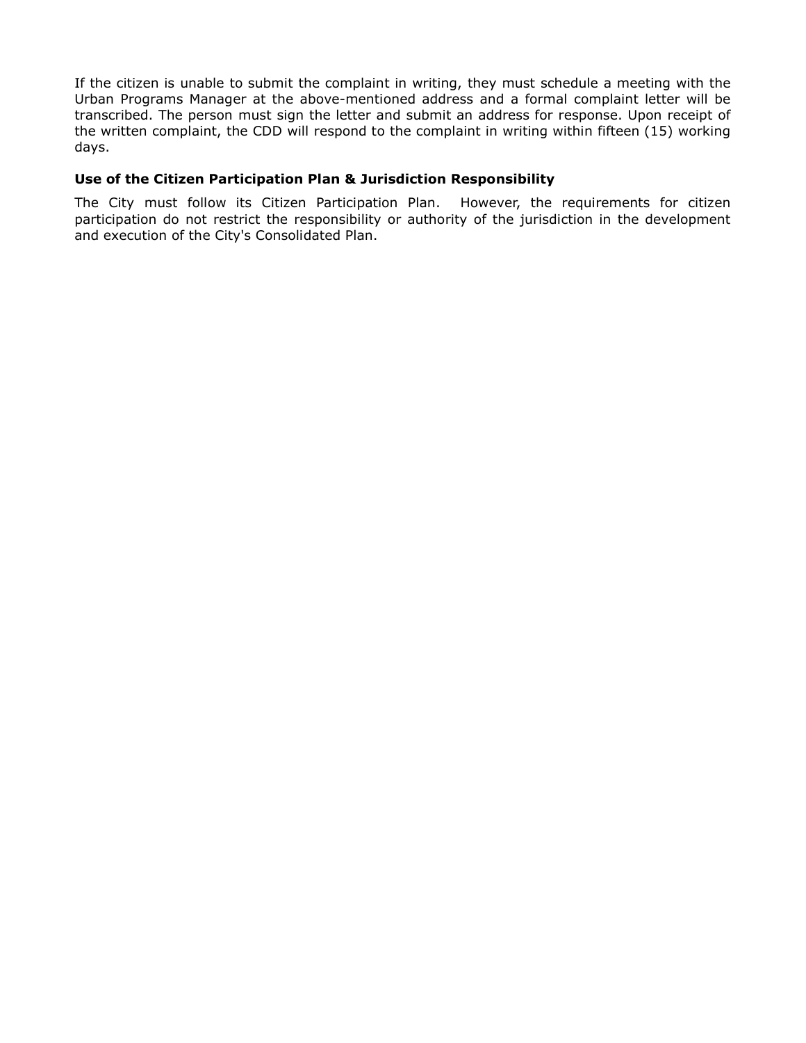If the citizen is unable to submit the complaint in writing, they must schedule a meeting with the Urban Programs Manager at the above-mentioned address and a formal complaint letter will be transcribed. The person must sign the letter and submit an address for response. Upon receipt of the written complaint, the CDD will respond to the complaint in writing within fifteen (15) working days.

**Use of the Citizen Participation Plan & Jurisdiction Responsibility**

The City must follow its Citizen Participation Plan. However, the requirements for citizen participation do not restrict the responsibility or authority of the jurisdiction in the development and execution of the City's Consolidated Plan.